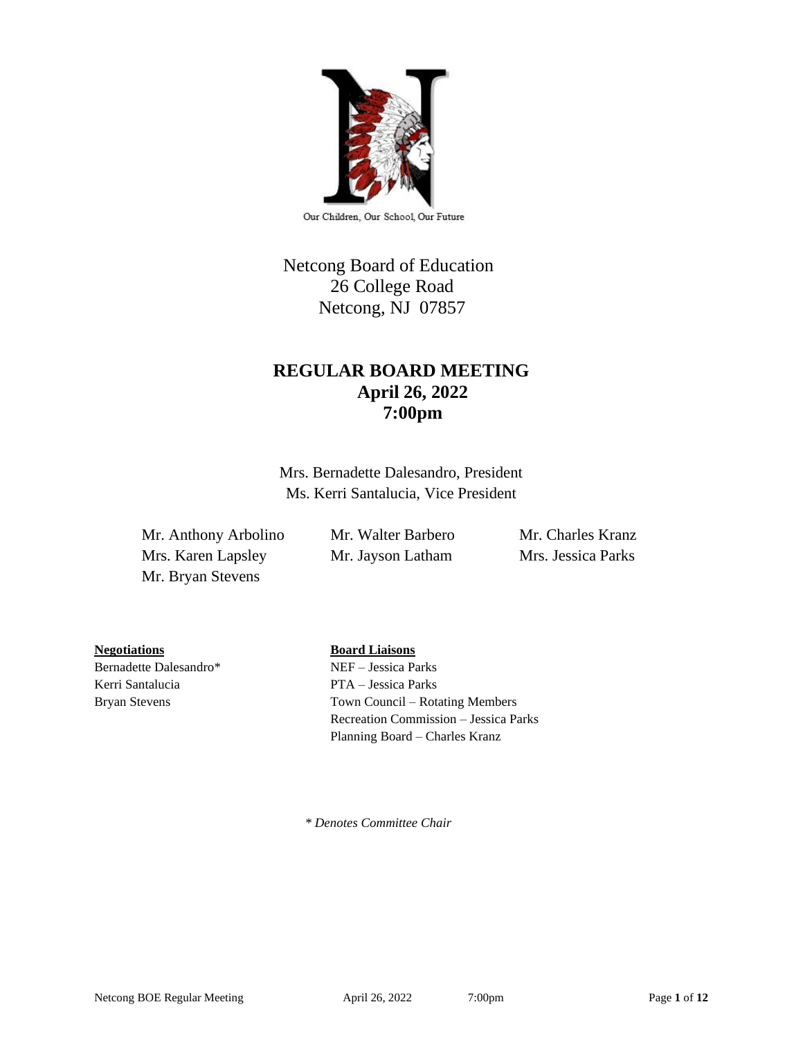Our Children, Our School, Our Future

Netcong Board of Education
26 College Road
Netcong, NJ 07857

# REGULAR BOARD MEETING
## April 26, 2022
## 7:00pm

Mrs. Bernadette Dalesandro, President
Ms. Kerri Santalucia, Vice President

Mr. Anthony Arbolino
Mr. Walter Barbero
Mr. Charles Kranz
Mrs. Karen Lapsley
Mr. Jayson Latham
Mrs. Jessica Parks
Mr. Bryan Stevens

**Negotiations**
Bernadette Dalesandro*
Kerri Santalucia
Bryan Stevens

**Board Liaisons**
NEF – Jessica Parks
PTA – Jessica Parks
Town Council – Rotating Members
Recreation Commission – Jessica Parks
Planning Board – Charles Kranz

*\* Denotes Committee Chair*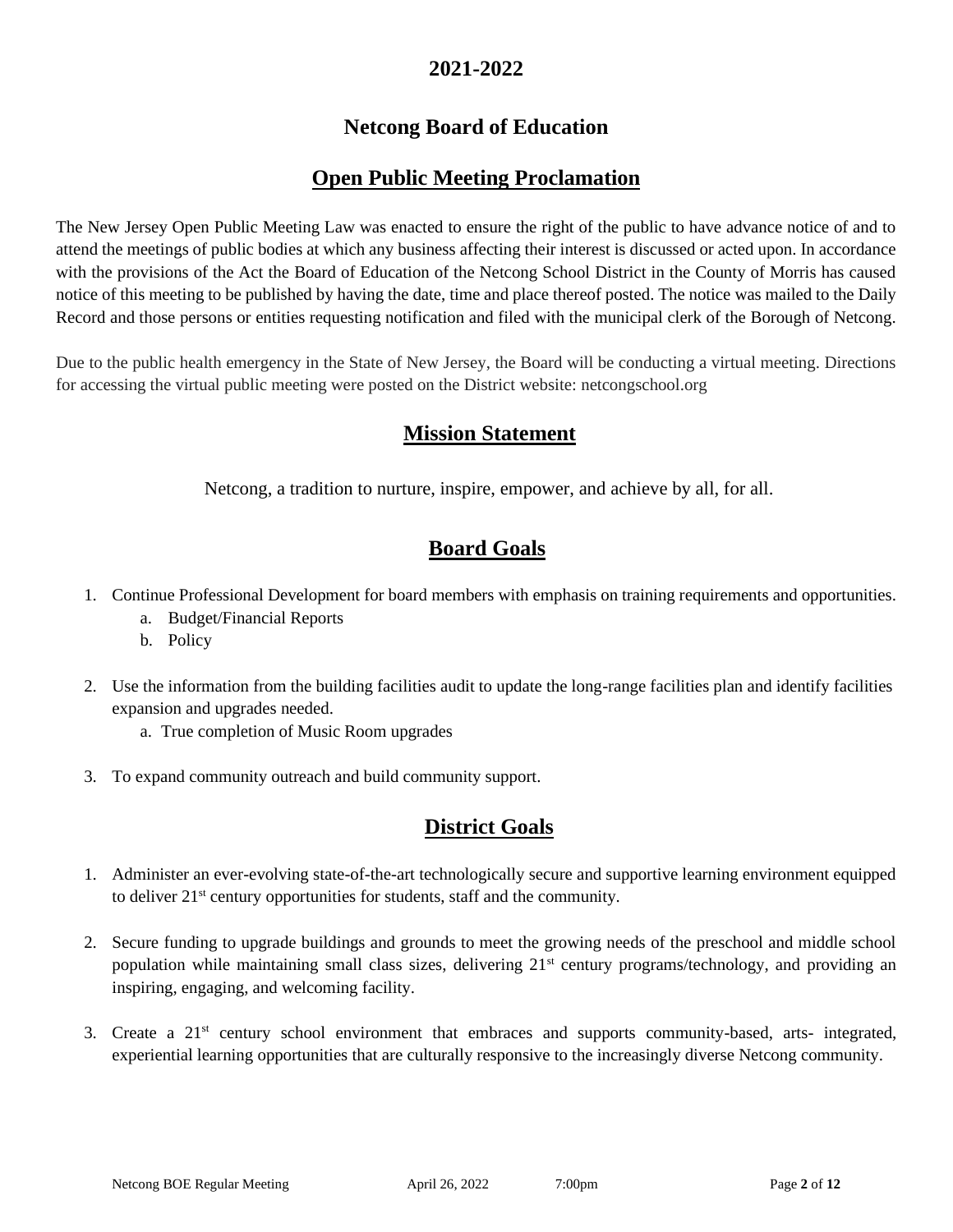# 2021-2022

## Netcong Board of Education

## Open Public Meeting Proclamation

The New Jersey Open Public Meeting Law was enacted to ensure the right of the public to have advance notice of and to attend the meetings of public bodies at which any business affecting their interest is discussed or acted upon. In accordance with the provisions of the Act the Board of Education of the Netcong School District in the County of Morris has caused notice of this meeting to be published by having the date, time and place thereof posted. The notice was mailed to the Daily Record and those persons or entities requesting notification and filed with the municipal clerk of the Borough of Netcong.

Due to the public health emergency in the State of New Jersey, the Board will be conducting a virtual meeting. Directions for accessing the virtual public meeting were posted on the District website: netcongschool.org

## Mission Statement

Netcong, a tradition to nurture, inspire, empower, and achieve by all, for all.

## Board Goals

1. Continue Professional Development for board members with emphasis on training requirements and opportunities.
   a. Budget/Financial Reports
   b. Policy
2. Use the information from the building facilities audit to update the long-range facilities plan and identify facilities expansion and upgrades needed.
   a. True completion of Music Room upgrades
3. To expand community outreach and build community support.

## District Goals

1. Administer an ever-evolving state-of-the-art technologically secure and supportive learning environment equipped to deliver 21st century opportunities for students, staff and the community.
2. Secure funding to upgrade buildings and grounds to meet the growing needs of the preschool and middle school population while maintaining small class sizes, delivering 21st century programs/technology, and providing an inspiring, engaging, and welcoming facility.
3. Create a 21st century school environment that embraces and supports community-based, arts- integrated, experiential learning opportunities that are culturally responsive to the increasingly diverse Netcong community.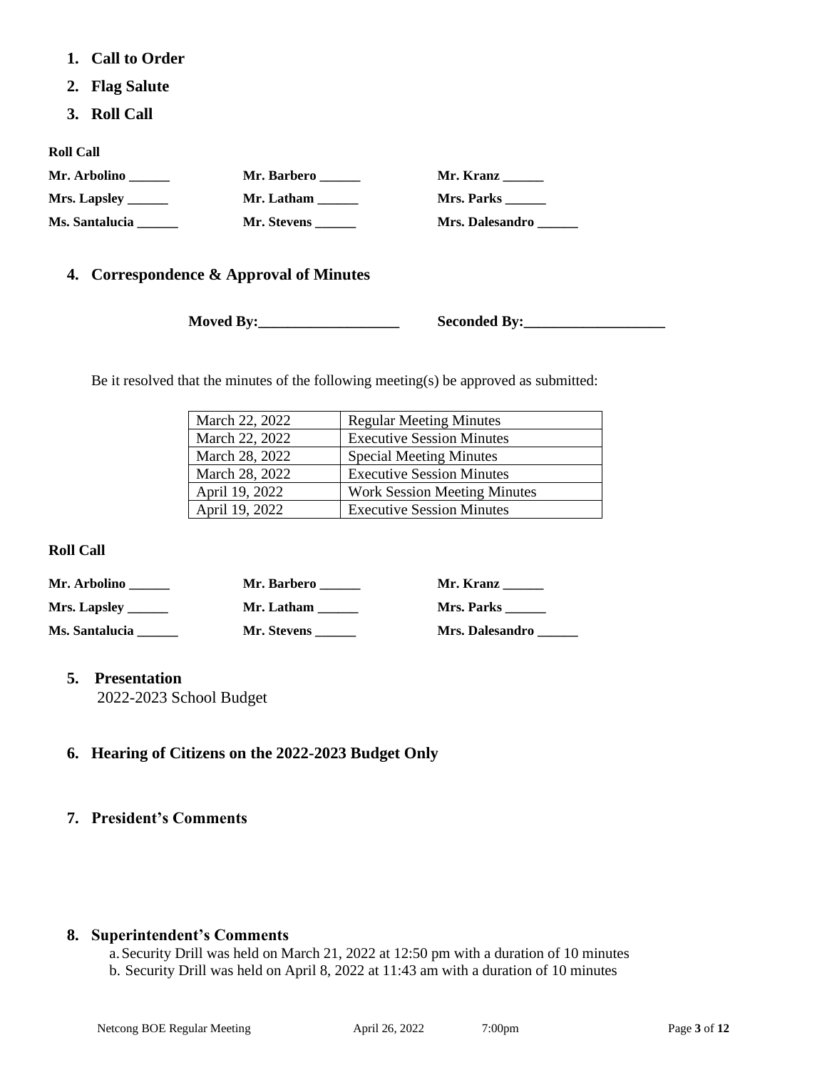1. **Call to Order**
2. **Flag Salute**
3. **Roll Call**

**Roll Call**

| | | |
|---|---|---|
| **Mr. Arbolino ______** | **Mr. Barbero ______** | **Mr. Kranz ______** |
| **Mrs. Lapsley ______** | **Mr. Latham ______** | **Mrs. Parks ______** |
| **Ms. Santalucia ______** | **Mr. Stevens ______** | **Mrs. Dalesandro ______** |

4. **Correspondence & Approval of Minutes**

**Moved By:___________________** **Seconded By:___________________**

Be it resolved that the minutes of the following meeting(s) be approved as submitted:

| | |
|---|---|
| March 22, 2022 | Regular Meeting Minutes |
| March 22, 2022 | Executive Session Minutes |
| March 28, 2022 | Special Meeting Minutes |
| March 28, 2022 | Executive Session Minutes |
| April 19, 2022 | Work Session Meeting Minutes |
| April 19, 2022 | Executive Session Minutes |

**Roll Call**

| | | |
|---|---|---|
| **Mr. Arbolino ______** | **Mr. Barbero ______** | **Mr. Kranz ______** |
| **Mrs. Lapsley ______** | **Mr. Latham ______** | **Mrs. Parks ______** |
| **Ms. Santalucia ______** | **Mr. Stevens ______** | **Mrs. Dalesandro ______** |

5. **Presentation**
   2022-2023 School Budget

6. **Hearing of Citizens on the 2022-2023 Budget Only**

7. **President's Comments**

8. **Superintendent's Comments**
   a. Security Drill was held on March 21, 2022 at 12:50 pm with a duration of 10 minutes
   b. Security Drill was held on April 8, 2022 at 11:43 am with a duration of 10 minutes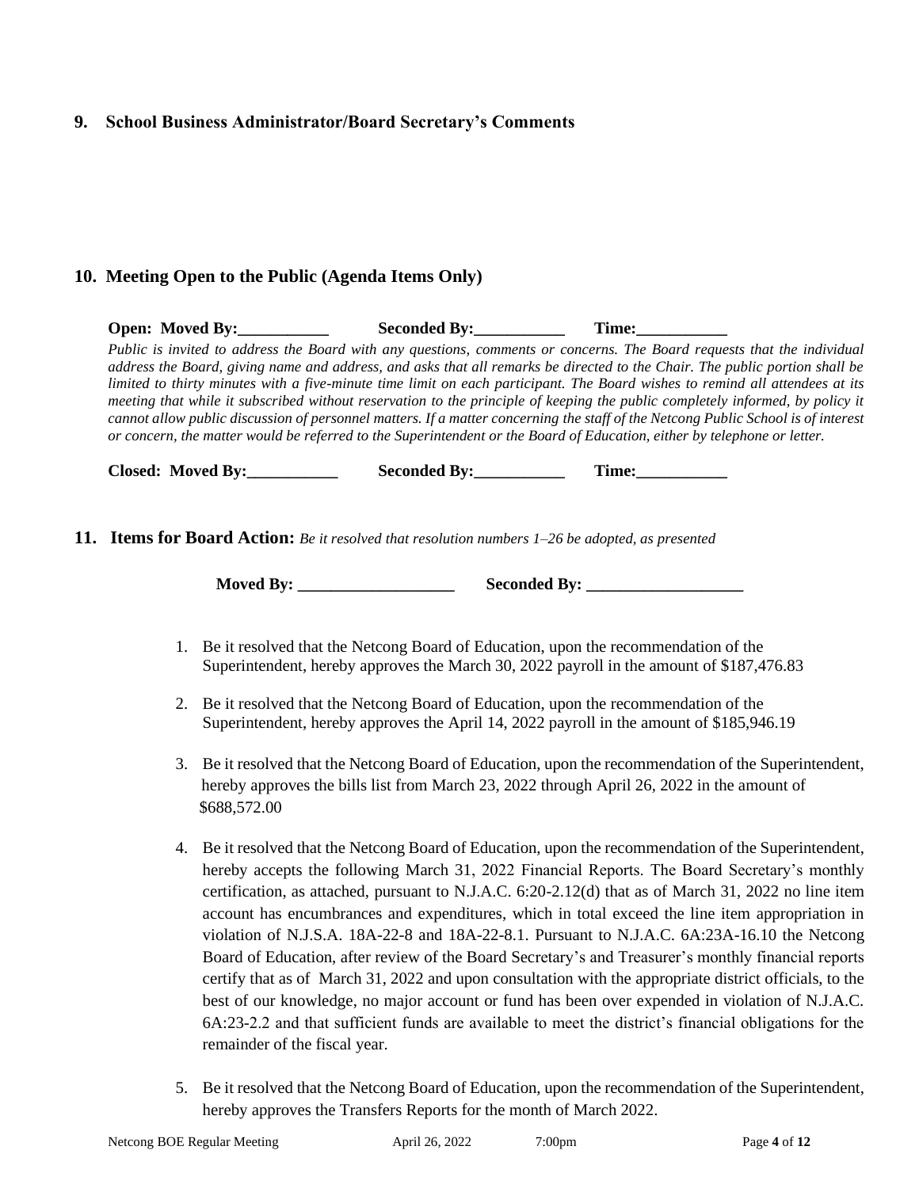## 9. School Business Administrator/Board Secretary's Comments

## 10. Meeting Open to the Public (Agenda Items Only)

**Open: Moved By:___________ Seconded By:___________ Time:___________**

*Public is invited to address the Board with any questions, comments or concerns. The Board requests that the individual address the Board, giving name and address, and asks that all remarks be directed to the Chair. The public portion shall be limited to thirty minutes with a five-minute time limit on each participant. The Board wishes to remind all attendees at its meeting that while it subscribed without reservation to the principle of keeping the public completely informed, by policy it cannot allow public discussion of personnel matters. If a matter concerning the staff of the Netcong Public School is of interest or concern, the matter would be referred to the Superintendent or the Board of Education, either by telephone or letter.*

**Closed: Moved By:___________ Seconded By:___________ Time:___________**

## 11. Items for Board Action: *Be it resolved that resolution numbers 1–26 be adopted, as presented*

**Moved By: ___________________ Seconded By: ___________________**

1. Be it resolved that the Netcong Board of Education, upon the recommendation of the Superintendent, hereby approves the March 30, 2022 payroll in the amount of $187,476.83

2. Be it resolved that the Netcong Board of Education, upon the recommendation of the Superintendent, hereby approves the April 14, 2022 payroll in the amount of $185,946.19

3. Be it resolved that the Netcong Board of Education, upon the recommendation of the Superintendent, hereby approves the bills list from March 23, 2022 through April 26, 2022 in the amount of $688,572.00

4. Be it resolved that the Netcong Board of Education, upon the recommendation of the Superintendent, hereby accepts the following March 31, 2022 Financial Reports. The Board Secretary's monthly certification, as attached, pursuant to N.J.A.C. 6:20-2.12(d) that as of March 31, 2022 no line item account has encumbrances and expenditures, which in total exceed the line item appropriation in violation of N.J.S.A. 18A-22-8 and 18A-22-8.1. Pursuant to N.J.A.C. 6A:23A-16.10 the Netcong Board of Education, after review of the Board Secretary's and Treasurer's monthly financial reports certify that as of March 31, 2022 and upon consultation with the appropriate district officials, to the best of our knowledge, no major account or fund has been over expended in violation of N.J.A.C. 6A:23-2.2 and that sufficient funds are available to meet the district's financial obligations for the remainder of the fiscal year.

5. Be it resolved that the Netcong Board of Education, upon the recommendation of the Superintendent, hereby approves the Transfers Reports for the month of March 2022.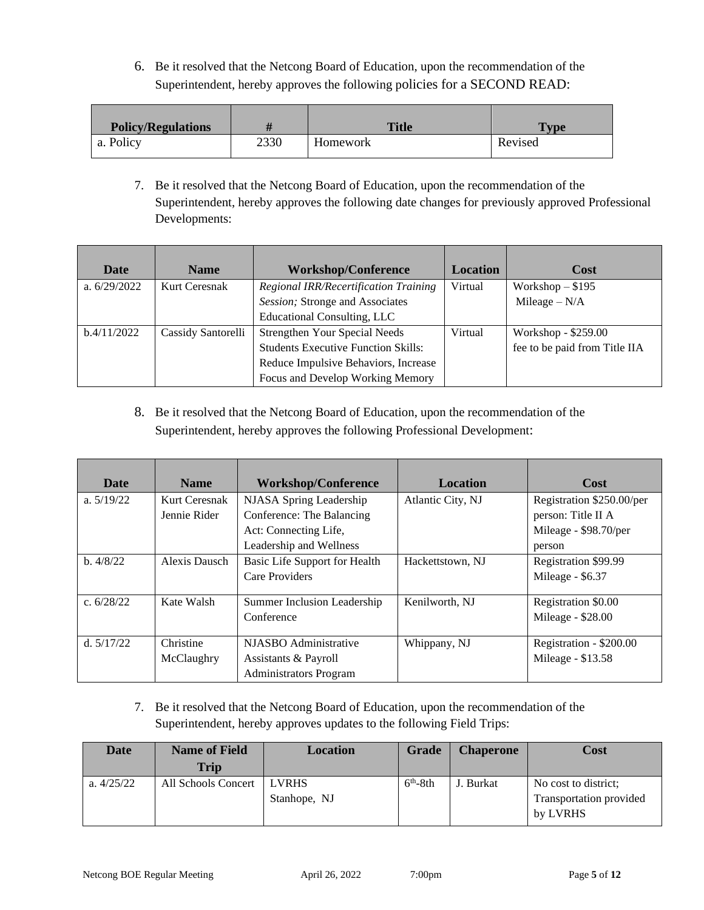6. Be it resolved that the Netcong Board of Education, upon the recommendation of the Superintendent, hereby approves the following policies for a SECOND READ:

| Policy/Regulations | # | Title | Type |
|---|---|---|---|
| a. Policy | 2330 | Homework | Revised |

7. Be it resolved that the Netcong Board of Education, upon the recommendation of the Superintendent, hereby approves the following date changes for previously approved Professional Developments:

| Date | Name | Workshop/Conference | Location | Cost |
|---|---|---|---|---|
| a. 6/29/2022 | Kurt Ceresnak | *Regional IRR/Recertification Training Session;* Stronge and Associates Educational Consulting, LLC | Virtual | Workshop – $195<br>Mileage – N/A |
| b.4/11/2022 | Cassidy Santorelli | Strengthen Your Special Needs Students Executive Function Skills: Reduce Impulsive Behaviors, Increase Focus and Develop Working Memory | Virtual | Workshop - $259.00<br>fee to be paid from Title IIA |

8. Be it resolved that the Netcong Board of Education, upon the recommendation of the Superintendent, hereby approves the following Professional Development:

| Date | Name | Workshop/Conference | Location | Cost |
|---|---|---|---|---|
| a. 5/19/22 | Kurt Ceresnak<br>Jennie Rider | NJASA Spring Leadership Conference: The Balancing Act: Connecting Life, Leadership and Wellness | Atlantic City, NJ | Registration $250.00/per person: Title II A<br>Mileage - $98.70/per person |
| b. 4/8/22 | Alexis Dausch | Basic Life Support for Health Care Providers | Hackettstown, NJ | Registration $99.99<br>Mileage - $6.37 |
| c. 6/28/22 | Kate Walsh | Summer Inclusion Leadership Conference | Kenilworth, NJ | Registration $0.00<br>Mileage - $28.00 |
| d. 5/17/22 | Christine McClaughry | NJASBO Administrative Assistants & Payroll Administrators Program | Whippany, NJ | Registration - $200.00<br>Mileage - $13.58 |

7. Be it resolved that the Netcong Board of Education, upon the recommendation of the Superintendent, hereby approves updates to the following Field Trips:

| Date | Name of Field Trip | Location | Grade | Chaperone | Cost |
|---|---|---|---|---|---|
| a. 4/25/22 | All Schools Concert | LVRHS<br>Stanhope, NJ | 6th-8th | J. Burkat | No cost to district; Transportation provided by LVRHS |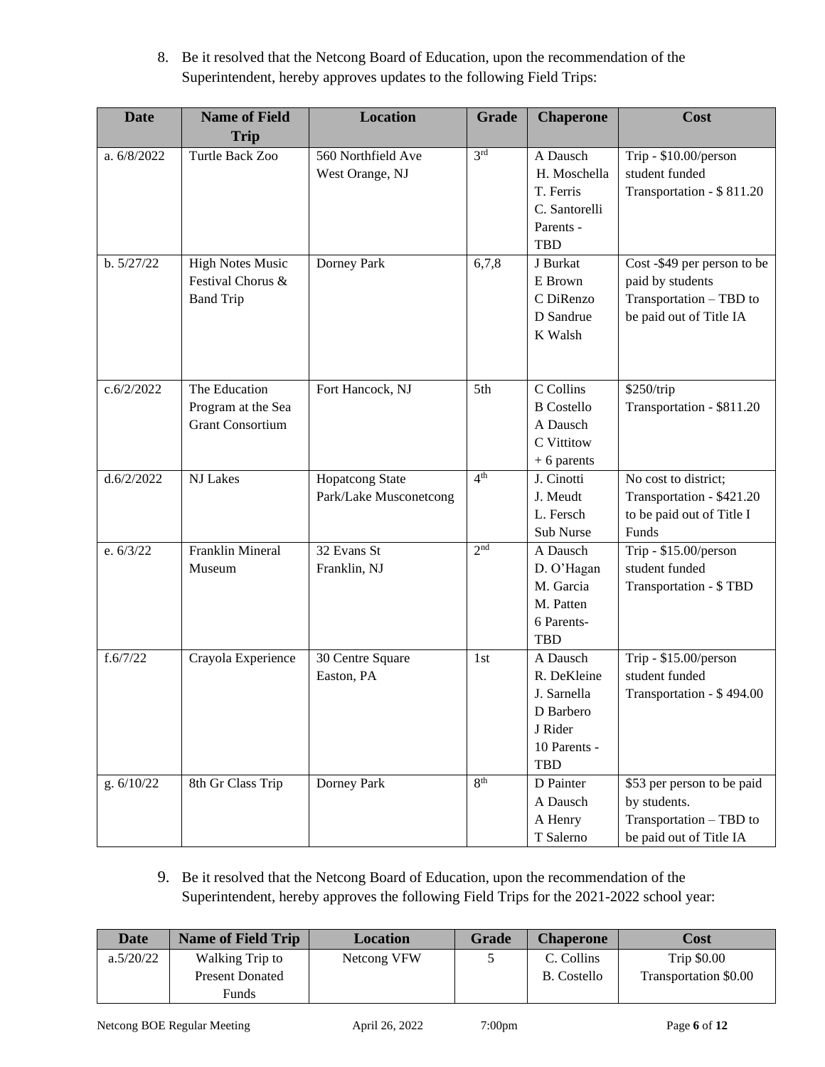8. Be it resolved that the Netcong Board of Education, upon the recommendation of the Superintendent, hereby approves updates to the following Field Trips:

| Date | Name of Field Trip | Location | Grade | Chaperone | Cost |
|---|---|---|---|---|---|
| a. 6/8/2022 | Turtle Back Zoo | 560 Northfield Ave West Orange, NJ | 3rd | A Dausch<br>H. Moschella<br>T. Ferris<br>C. Santorelli<br>Parents - TBD | Trip - $10.00/person student funded<br>Transportation - $ 811.20 |
| b. 5/27/22 | High Notes Music Festival Chorus & Band Trip | Dorney Park | 6,7,8 | J Burkat<br>E Brown<br>C DiRenzo<br>D Sandrue<br>K Walsh | Cost -$49 per person to be paid by students<br>Transportation – TBD to be paid out of Title IA |
| c.6/2/2022 | The Education Program at the Sea Grant Consortium | Fort Hancock, NJ | 5th | C Collins<br>B Costello<br>A Dausch<br>C Vittitow<br>+ 6 parents | $250/trip<br>Transportation - $811.20 |
| d.6/2/2022 | NJ Lakes | Hopatcong State Park/Lake Musconetcong | 4th | J. Cinotti<br>J. Meudt<br>L. Fersch<br>Sub Nurse | No cost to district;<br>Transportation - $421.20 to be paid out of Title I Funds |
| e. 6/3/22 | Franklin Mineral Museum | 32 Evans St Franklin, NJ | 2nd | A Dausch<br>D. O'Hagan<br>M. Garcia<br>M. Patten<br>6 Parents-TBD | Trip - $15.00/person student funded<br>Transportation - $ TBD |
| f.6/7/22 | Crayola Experience | 30 Centre Square Easton, PA | 1st | A Dausch<br>R. DeKleine<br>J. Sarnella<br>D Barbero<br>J Rider<br>10 Parents - TBD | Trip - $15.00/person student funded<br>Transportation - $ 494.00 |
| g. 6/10/22 | 8th Gr Class Trip | Dorney Park | 8th | D Painter<br>A Dausch<br>A Henry<br>T Salerno | $53 per person to be paid by students.<br>Transportation – TBD to be paid out of Title IA |

9. Be it resolved that the Netcong Board of Education, upon the recommendation of the Superintendent, hereby approves the following Field Trips for the 2021-2022 school year:

| Date | Name of Field Trip | Location | Grade | Chaperone | Cost |
|---|---|---|---|---|---|
| a.5/20/22 | Walking Trip to Present Donated Funds | Netcong VFW | 5 | C. Collins<br>B. Costello | Trip $0.00<br>Transportation $0.00 |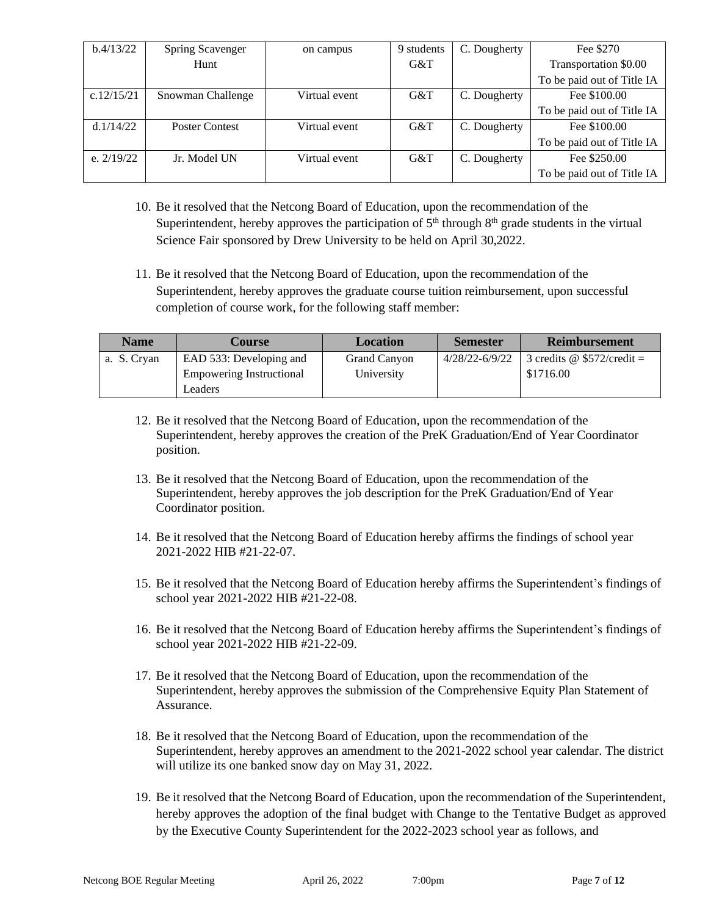| b.4/13/22 | Spring Scavenger Hunt | on campus | 9 students G&T | C. Dougherty | Fee $270<br>Transportation $0.00<br>To be paid out of Title IA |
|---|---|---|---|---|---|
| c.12/15/21 | Snowman Challenge | Virtual event | G&T | C. Dougherty | Fee $100.00<br>To be paid out of Title IA |
| d.1/14/22 | Poster Contest | Virtual event | G&T | C. Dougherty | Fee $100.00<br>To be paid out of Title IA |
| e. 2/19/22 | Jr. Model UN | Virtual event | G&T | C. Dougherty | Fee $250.00<br>To be paid out of Title IA |

10. Be it resolved that the Netcong Board of Education, upon the recommendation of the Superintendent, hereby approves the participation of 5th through 8th grade students in the virtual Science Fair sponsored by Drew University to be held on April 30,2022.

11. Be it resolved that the Netcong Board of Education, upon the recommendation of the Superintendent, hereby approves the graduate course tuition reimbursement, upon successful completion of course work, for the following staff member:

| Name | Course | Location | Semester | Reimbursement |
|---|---|---|---|---|
| a. S. Cryan | EAD 533: Developing and Empowering Instructional Leaders | Grand Canyon University | 4/28/22-6/9/22 | 3 credits @ $572/credit = $1716.00 |

12. Be it resolved that the Netcong Board of Education, upon the recommendation of the Superintendent, hereby approves the creation of the PreK Graduation/End of Year Coordinator position.

13. Be it resolved that the Netcong Board of Education, upon the recommendation of the Superintendent, hereby approves the job description for the PreK Graduation/End of Year Coordinator position.

14. Be it resolved that the Netcong Board of Education hereby affirms the findings of school year 2021-2022 HIB #21-22-07.

15. Be it resolved that the Netcong Board of Education hereby affirms the Superintendent's findings of school year 2021-2022 HIB #21-22-08.

16. Be it resolved that the Netcong Board of Education hereby affirms the Superintendent's findings of school year 2021-2022 HIB #21-22-09.

17. Be it resolved that the Netcong Board of Education, upon the recommendation of the Superintendent, hereby approves the submission of the Comprehensive Equity Plan Statement of Assurance.

18. Be it resolved that the Netcong Board of Education, upon the recommendation of the Superintendent, hereby approves an amendment to the 2021-2022 school year calendar. The district will utilize its one banked snow day on May 31, 2022.

19. Be it resolved that the Netcong Board of Education, upon the recommendation of the Superintendent, hereby approves the adoption of the final budget with Change to the Tentative Budget as approved by the Executive County Superintendent for the 2022-2023 school year as follows, and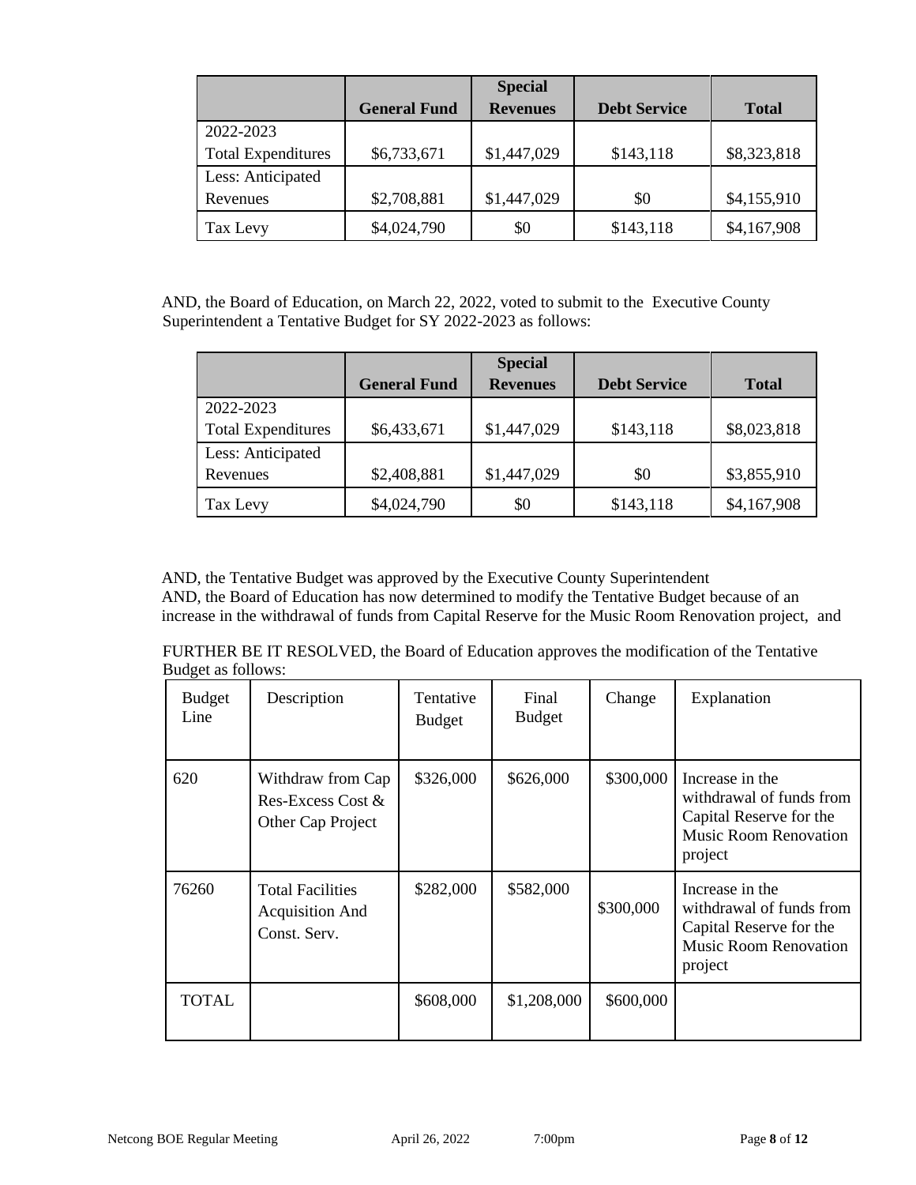| | General Fund | Special Revenues | Debt Service | Total |
|---|---|---|---|---|
| 2022-2023 Total Expenditures | $6,733,671 | $1,447,029 | $143,118 | $8,323,818 |
| Less: Anticipated Revenues | $2,708,881 | $1,447,029 | $0 | $4,155,910 |
| Tax Levy | $4,024,790 | $0 | $143,118 | $4,167,908 |

AND, the Board of Education, on March 22, 2022, voted to submit to the Executive County Superintendent a Tentative Budget for SY 2022-2023 as follows:

| | General Fund | Special Revenues | Debt Service | Total |
|---|---|---|---|---|
| 2022-2023 Total Expenditures | $6,433,671 | $1,447,029 | $143,118 | $8,023,818 |
| Less: Anticipated Revenues | $2,408,881 | $1,447,029 | $0 | $3,855,910 |
| Tax Levy | $4,024,790 | $0 | $143,118 | $4,167,908 |

AND, the Tentative Budget was approved by the Executive County Superintendent
AND, the Board of Education has now determined to modify the Tentative Budget because of an increase in the withdrawal of funds from Capital Reserve for the Music Room Renovation project, and

FURTHER BE IT RESOLVED, the Board of Education approves the modification of the Tentative Budget as follows:

| Budget Line | Description | Tentative Budget | Final Budget | Change | Explanation |
|---|---|---|---|---|---|
| 620 | Withdraw from Cap Res-Excess Cost & Other Cap Project | $326,000 | $626,000 | $300,000 | Increase in the withdrawal of funds from Capital Reserve for the Music Room Renovation project |
| 76260 | Total Facilities Acquisition And Const. Serv. | $282,000 | $582,000 | $300,000 | Increase in the withdrawal of funds from Capital Reserve for the Music Room Renovation project |
| TOTAL | | $608,000 | $1,208,000 | $600,000 | |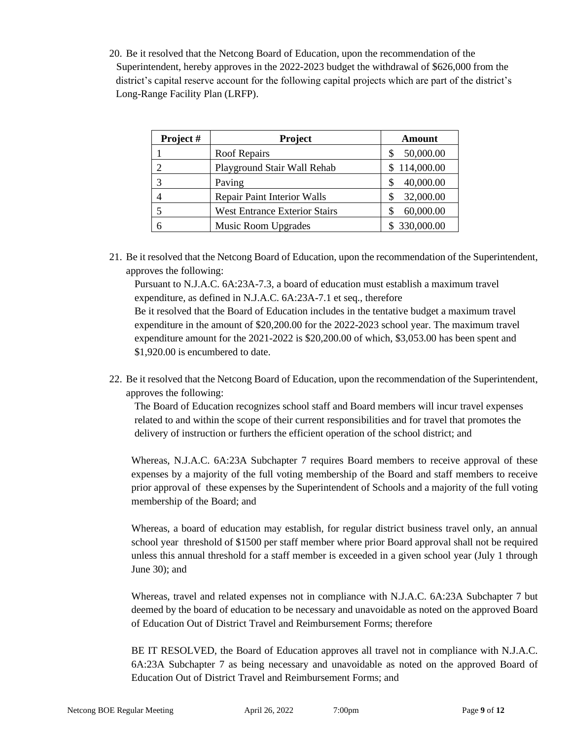20. Be it resolved that the Netcong Board of Education, upon the recommendation of the Superintendent, hereby approves in the 2022-2023 budget the withdrawal of $626,000 from the district's capital reserve account for the following capital projects which are part of the district's Long-Range Facility Plan (LRFP).

| Project # | Project | Amount |
|---|---|---|
| 1 | Roof Repairs | $ 50,000.00 |
| 2 | Playground Stair Wall Rehab | $ 114,000.00 |
| 3 | Paving | $ 40,000.00 |
| 4 | Repair Paint Interior Walls | $ 32,000.00 |
| 5 | West Entrance Exterior Stairs | $ 60,000.00 |
| 6 | Music Room Upgrades | $ 330,000.00 |

21. Be it resolved that the Netcong Board of Education, upon the recommendation of the Superintendent, approves the following:

    Pursuant to N.J.A.C. 6A:23A-7.3, a board of education must establish a maximum travel expenditure, as defined in N.J.A.C. 6A:23A-7.1 et seq., therefore

    Be it resolved that the Board of Education includes in the tentative budget a maximum travel expenditure in the amount of $20,200.00 for the 2022-2023 school year. The maximum travel expenditure amount for the 2021-2022 is $20,200.00 of which, $3,053.00 has been spent and $1,920.00 is encumbered to date.

22. Be it resolved that the Netcong Board of Education, upon the recommendation of the Superintendent, approves the following:

    The Board of Education recognizes school staff and Board members will incur travel expenses related to and within the scope of their current responsibilities and for travel that promotes the delivery of instruction or furthers the efficient operation of the school district; and

    Whereas, N.J.A.C. 6A:23A Subchapter 7 requires Board members to receive approval of these expenses by a majority of the full voting membership of the Board and staff members to receive prior approval of these expenses by the Superintendent of Schools and a majority of the full voting membership of the Board; and

    Whereas, a board of education may establish, for regular district business travel only, an annual school year threshold of $1500 per staff member where prior Board approval shall not be required unless this annual threshold for a staff member is exceeded in a given school year (July 1 through June 30); and

    Whereas, travel and related expenses not in compliance with N.J.A.C. 6A:23A Subchapter 7 but deemed by the board of education to be necessary and unavoidable as noted on the approved Board of Education Out of District Travel and Reimbursement Forms; therefore

    BE IT RESOLVED, the Board of Education approves all travel not in compliance with N.J.A.C. 6A:23A Subchapter 7 as being necessary and unavoidable as noted on the approved Board of Education Out of District Travel and Reimbursement Forms; and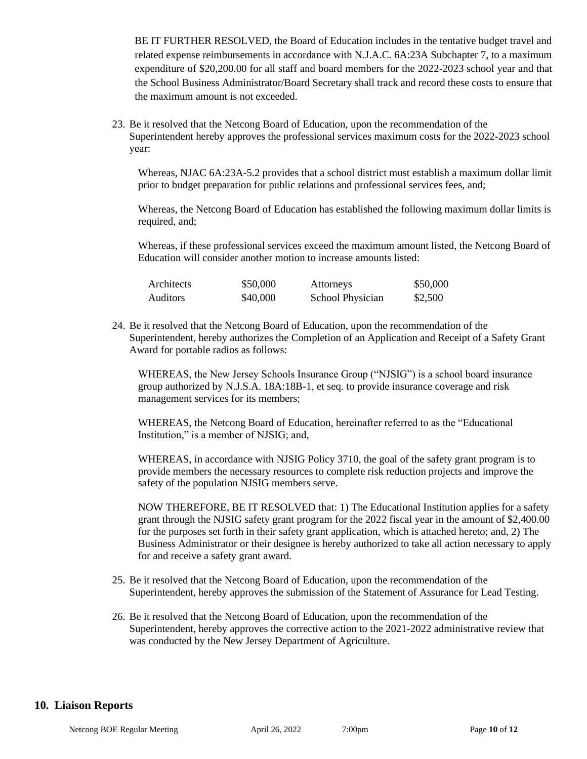BE IT FURTHER RESOLVED, the Board of Education includes in the tentative budget travel and related expense reimbursements in accordance with N.J.A.C. 6A:23A Subchapter 7, to a maximum expenditure of $20,200.00 for all staff and board members for the 2022-2023 school year and that the School Business Administrator/Board Secretary shall track and record these costs to ensure that the maximum amount is not exceeded.

23. Be it resolved that the Netcong Board of Education, upon the recommendation of the Superintendent hereby approves the professional services maximum costs for the 2022-2023 school year:

    Whereas, NJAC 6A:23A-5.2 provides that a school district must establish a maximum dollar limit prior to budget preparation for public relations and professional services fees, and;

    Whereas, the Netcong Board of Education has established the following maximum dollar limits is required, and;

    Whereas, if these professional services exceed the maximum amount listed, the Netcong Board of Education will consider another motion to increase amounts listed:

    | | | | |
    |---|---|---|---|
    | Architects | $50,000 | Attorneys | $50,000 |
    | Auditors | $40,000 | School Physician | $2,500 |

24. Be it resolved that the Netcong Board of Education, upon the recommendation of the Superintendent, hereby authorizes the Completion of an Application and Receipt of a Safety Grant Award for portable radios as follows:

    WHEREAS, the New Jersey Schools Insurance Group ("NJSIG") is a school board insurance group authorized by N.J.S.A. 18A:18B-1, et seq. to provide insurance coverage and risk management services for its members;

    WHEREAS, the Netcong Board of Education, hereinafter referred to as the "Educational Institution," is a member of NJSIG; and,

    WHEREAS, in accordance with NJSIG Policy 3710, the goal of the safety grant program is to provide members the necessary resources to complete risk reduction projects and improve the safety of the population NJSIG members serve.

    NOW THEREFORE, BE IT RESOLVED that: 1) The Educational Institution applies for a safety grant through the NJSIG safety grant program for the 2022 fiscal year in the amount of $2,400.00 for the purposes set forth in their safety grant application, which is attached hereto; and, 2) The Business Administrator or their designee is hereby authorized to take all action necessary to apply for and receive a safety grant award.

25. Be it resolved that the Netcong Board of Education, upon the recommendation of the Superintendent, hereby approves the submission of the Statement of Assurance for Lead Testing.

26. Be it resolved that the Netcong Board of Education, upon the recommendation of the Superintendent, hereby approves the corrective action to the 2021-2022 administrative review that was conducted by the New Jersey Department of Agriculture.

## 10. Liaison Reports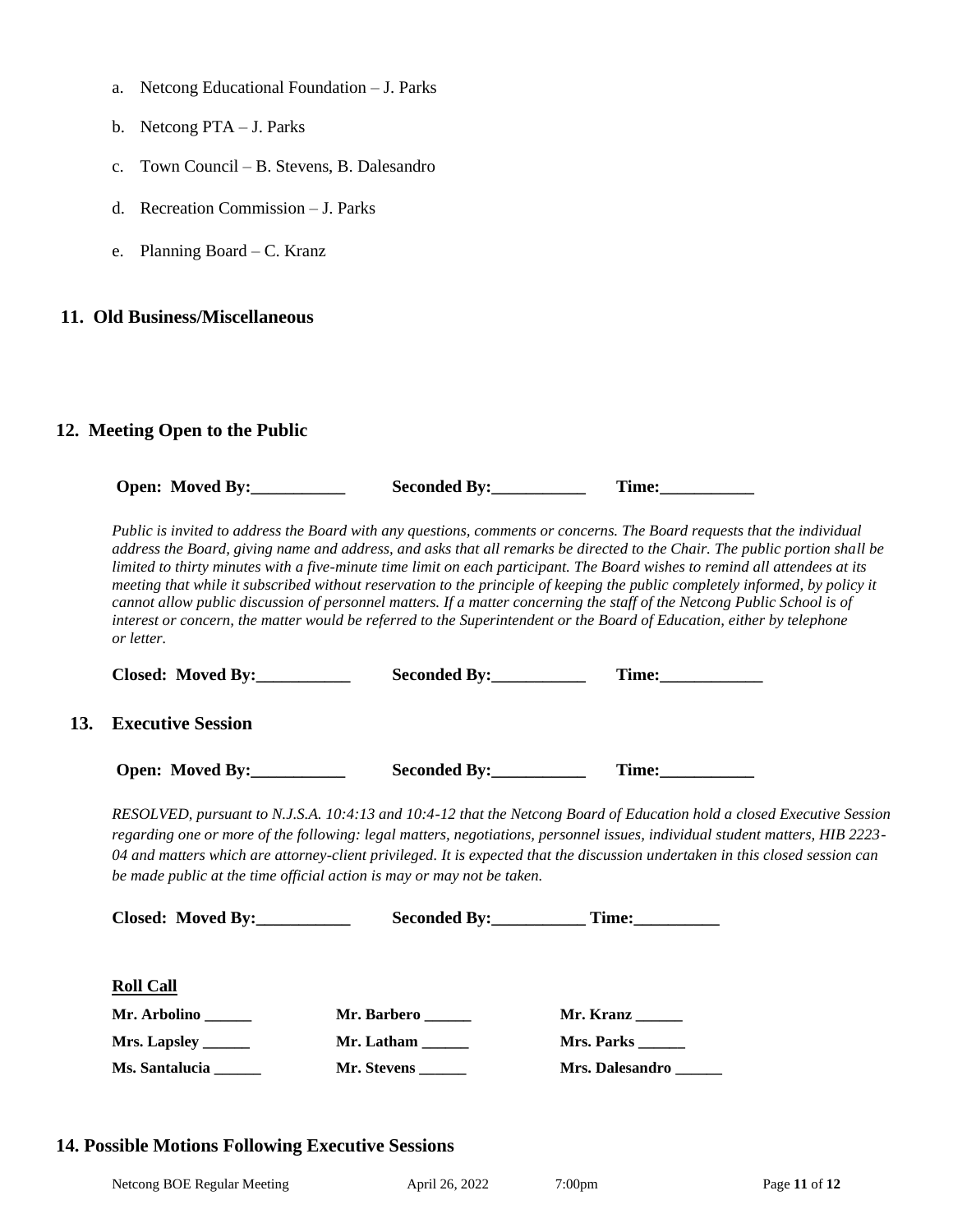a. Netcong Educational Foundation – J. Parks

b. Netcong PTA – J. Parks

c. Town Council – B. Stevens, B. Dalesandro

d. Recreation Commission – J. Parks

e. Planning Board – C. Kranz

## 11. Old Business/Miscellaneous

## 12. Meeting Open to the Public

**Open: Moved By:___________ Seconded By:___________ Time:___________**

*Public is invited to address the Board with any questions, comments or concerns. The Board requests that the individual address the Board, giving name and address, and asks that all remarks be directed to the Chair. The public portion shall be limited to thirty minutes with a five-minute time limit on each participant. The Board wishes to remind all attendees at its meeting that while it subscribed without reservation to the principle of keeping the public completely informed, by policy it cannot allow public discussion of personnel matters. If a matter concerning the staff of the Netcong Public School is of interest or concern, the matter would be referred to the Superintendent or the Board of Education, either by telephone or letter.*

**Closed: Moved By:___________ Seconded By:___________ Time:____________**

## 13. Executive Session

**Open: Moved By:___________ Seconded By:___________ Time:___________**

*RESOLVED, pursuant to N.J.S.A. 10:4:13 and 10:4-12 that the Netcong Board of Education hold a closed Executive Session regarding one or more of the following: legal matters, negotiations, personnel issues, individual student matters, HIB 2223-04 and matters which are attorney-client privileged. It is expected that the discussion undertaken in this closed session can be made public at the time official action is may or may not be taken.*

**Closed: Moved By:___________ Seconded By:___________ Time:__________**

**Roll Call**

**Mr. Arbolino ______** **Mr. Barbero ______** **Mr. Kranz ______**

**Mrs. Lapsley ______** **Mr. Latham ______** **Mrs. Parks ______**

**Ms. Santalucia ______** **Mr. Stevens ______** **Mrs. Dalesandro ______**

## 14. Possible Motions Following Executive Sessions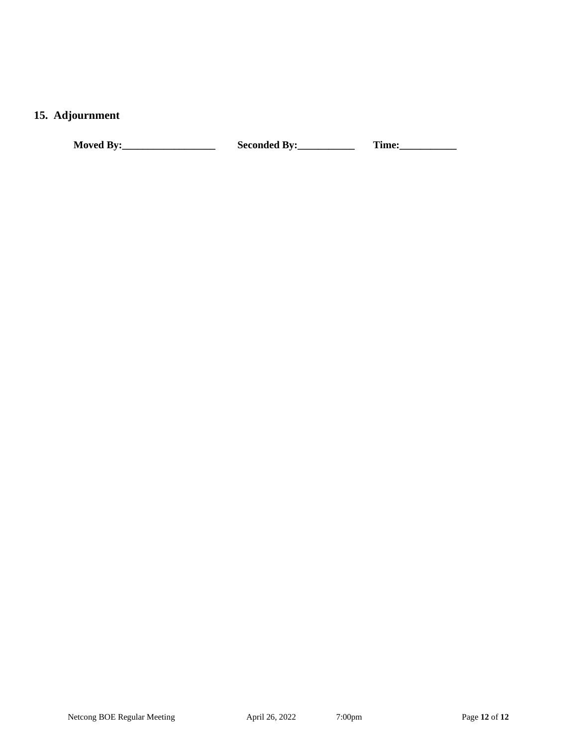## 15. Adjournment

**Moved By:__________________ Seconded By:___________ Time:___________**